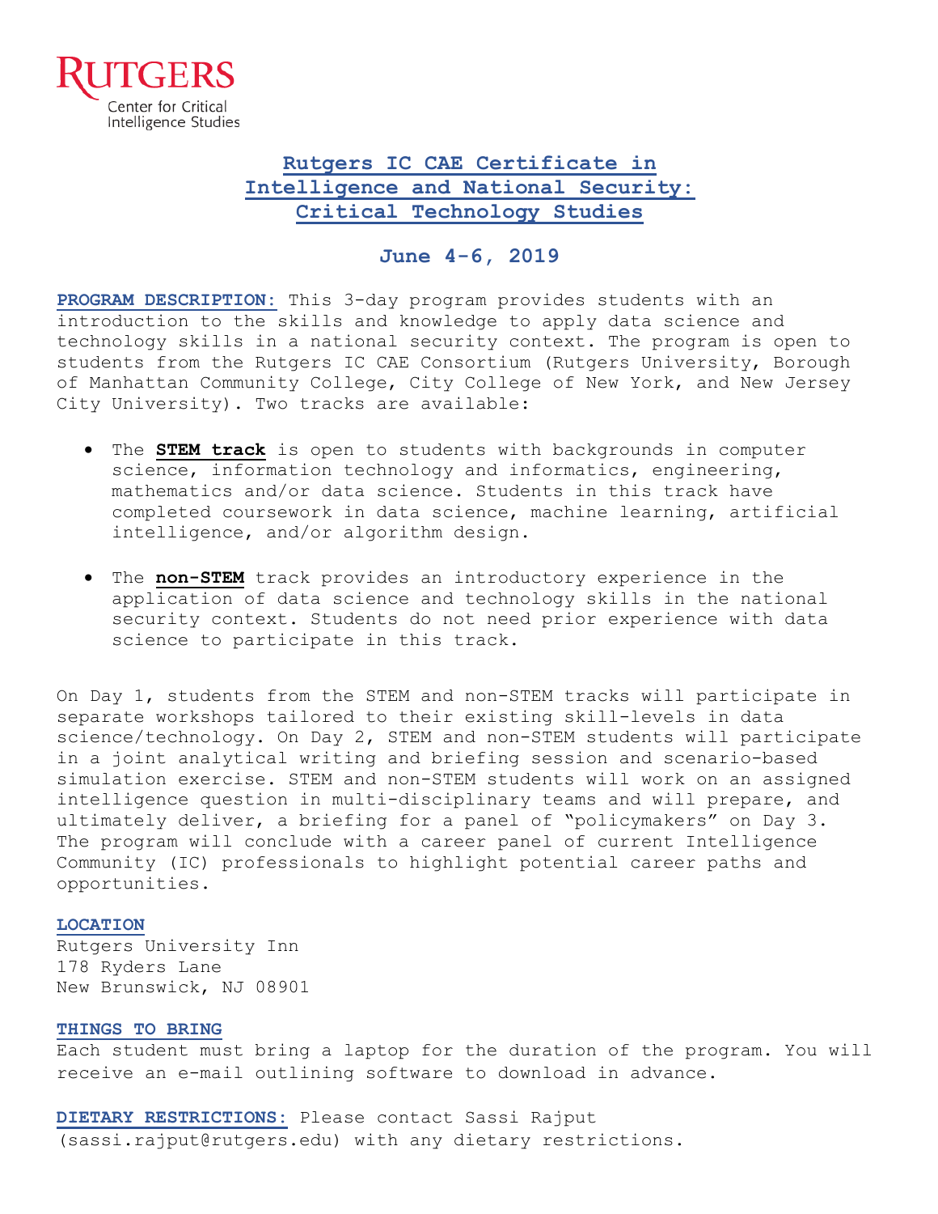RUTGERS
Center for Critical Intelligence Studies

# Rutgers IC CAE Certificate in Intelligence and National Security: Critical Technology Studies

## June 4-6, 2019

**PROGRAM DESCRIPTION:** This 3-day program provides students with an introduction to the skills and knowledge to apply data science and technology skills in a national security context. The program is open to students from the Rutgers IC CAE Consortium (Rutgers University, Borough of Manhattan Community College, City College of New York, and New Jersey City University). Two tracks are available:

- The **STEM track** is open to students with backgrounds in computer science, information technology and informatics, engineering, mathematics and/or data science. Students in this track have completed coursework in data science, machine learning, artificial intelligence, and/or algorithm design.

- The **non-STEM** track provides an introductory experience in the application of data science and technology skills in the national security context. Students do not need prior experience with data science to participate in this track.

On Day 1, students from the STEM and non-STEM tracks will participate in separate workshops tailored to their existing skill-levels in data science/technology. On Day 2, STEM and non-STEM students will participate in a joint analytical writing and briefing session and scenario-based simulation exercise. STEM and non-STEM students will work on an assigned intelligence question in multi-disciplinary teams and will prepare, and ultimately deliver, a briefing for a panel of "policymakers" on Day 3. The program will conclude with a career panel of current Intelligence Community (IC) professionals to highlight potential career paths and opportunities.

**LOCATION**

Rutgers University Inn
178 Ryders Lane
New Brunswick, NJ 08901

**THINGS TO BRING**

Each student must bring a laptop for the duration of the program. You will receive an e-mail outlining software to download in advance.

**DIETARY RESTRICTIONS:** Please contact Sassi Rajput (sassi.rajput@rutgers.edu) with any dietary restrictions.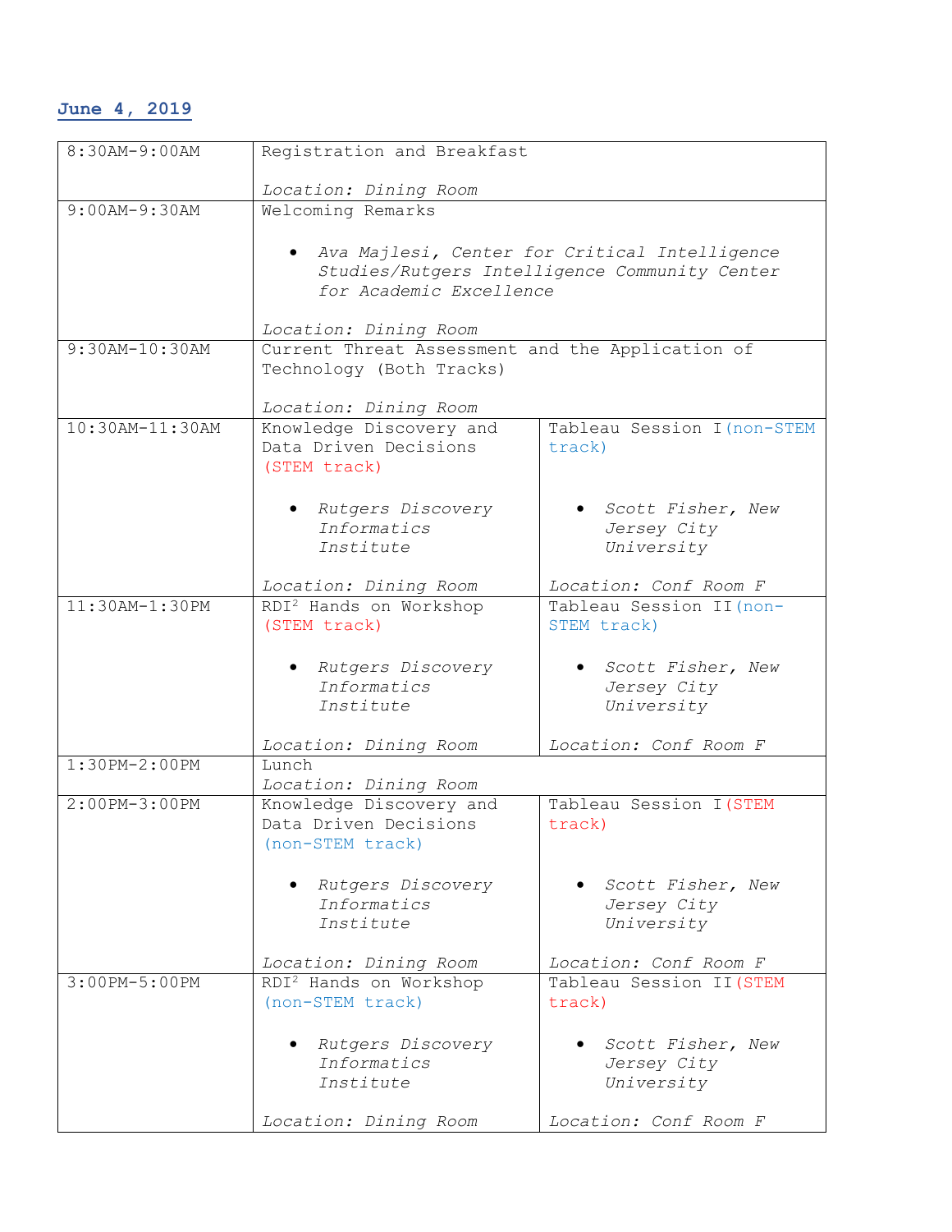## June 4, 2019

| | | |
|---|---|---|
| 8:30AM-9:00AM | Registration and Breakfast<br><br>*Location: Dining Room* | |
| 9:00AM-9:30AM | Welcoming Remarks<br><br>• *Ava Majlesi, Center for Critical Intelligence Studies/Rutgers Intelligence Community Center for Academic Excellence*<br><br>*Location: Dining Room* | |
| 9:30AM-10:30AM | Current Threat Assessment and the Application of Technology (Both Tracks)<br><br>*Location: Dining Room* | |
| 10:30AM-11:30AM | Knowledge Discovery and Data Driven Decisions (STEM track)<br><br>• *Rutgers Discovery Informatics Institute*<br><br>*Location: Dining Room* | Tableau Session I (non-STEM track)<br><br>• *Scott Fisher, New Jersey City University*<br><br>*Location: Conf Room F* |
| 11:30AM-1:30PM | RDI² Hands on Workshop (STEM track)<br><br>• *Rutgers Discovery Informatics Institute*<br><br>*Location: Dining Room* | Tableau Session II (non-STEM track)<br><br>• *Scott Fisher, New Jersey City University*<br><br>*Location: Conf Room F* |
| 1:30PM-2:00PM | Lunch<br>*Location: Dining Room* | |
| 2:00PM-3:00PM | Knowledge Discovery and Data Driven Decisions (non-STEM track)<br><br>• *Rutgers Discovery Informatics Institute*<br><br>*Location: Dining Room* | Tableau Session I (STEM track)<br><br>• *Scott Fisher, New Jersey City University*<br><br>*Location: Conf Room F* |
| 3:00PM-5:00PM | RDI² Hands on Workshop (non-STEM track)<br><br>• *Rutgers Discovery Informatics Institute*<br><br>*Location: Dining Room* | Tableau Session II (STEM track)<br><br>• *Scott Fisher, New Jersey City University*<br><br>*Location: Conf Room F* |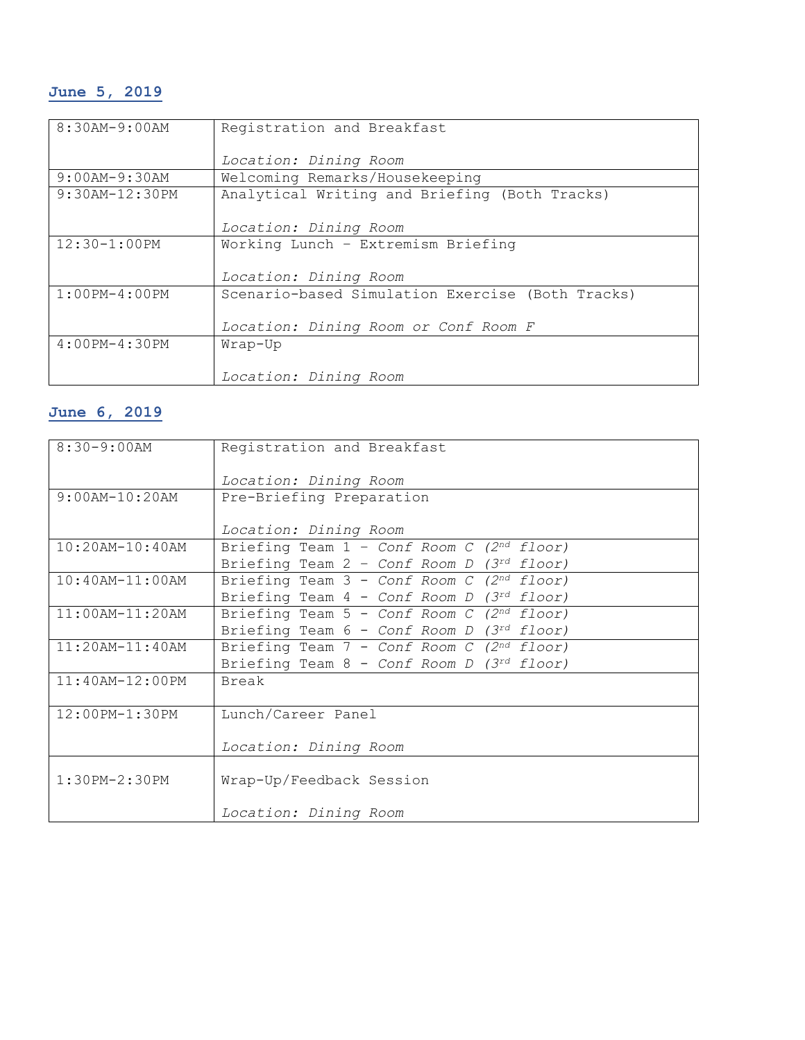## June 5, 2019

| | |
|---|---|
| 8:30AM-9:00AM | Registration and Breakfast<br><br>*Location: Dining Room* |
| 9:00AM-9:30AM | Welcoming Remarks/Housekeeping |
| 9:30AM-12:30PM | Analytical Writing and Briefing (Both Tracks)<br><br>*Location: Dining Room* |
| 12:30-1:00PM | Working Lunch – Extremism Briefing<br><br>*Location: Dining Room* |
| 1:00PM-4:00PM | Scenario-based Simulation Exercise (Both Tracks)<br><br>*Location: Dining Room or Conf Room F* |
| 4:00PM-4:30PM | Wrap-Up<br><br>*Location: Dining Room* |

## June 6, 2019

| | |
|---|---|
| 8:30-9:00AM | Registration and Breakfast<br><br>*Location: Dining Room* |
| 9:00AM-10:20AM | Pre-Briefing Preparation<br><br>*Location: Dining Room* |
| 10:20AM-10:40AM | Briefing Team 1 – *Conf Room C (2nd floor)*<br>Briefing Team 2 – *Conf Room D (3rd floor)* |
| 10:40AM-11:00AM | Briefing Team 3 - *Conf Room C (2nd floor)*<br>Briefing Team 4 - *Conf Room D (3rd floor)* |
| 11:00AM-11:20AM | Briefing Team 5 - *Conf Room C (2nd floor)*<br>Briefing Team 6 - *Conf Room D (3rd floor)* |
| 11:20AM-11:40AM | Briefing Team 7 - *Conf Room C (2nd floor)*<br>Briefing Team 8 - *Conf Room D (3rd floor)* |
| 11:40AM-12:00PM | Break |
| 12:00PM-1:30PM | Lunch/Career Panel<br><br>*Location: Dining Room* |
| 1:30PM-2:30PM | Wrap-Up/Feedback Session<br><br>*Location: Dining Room* |